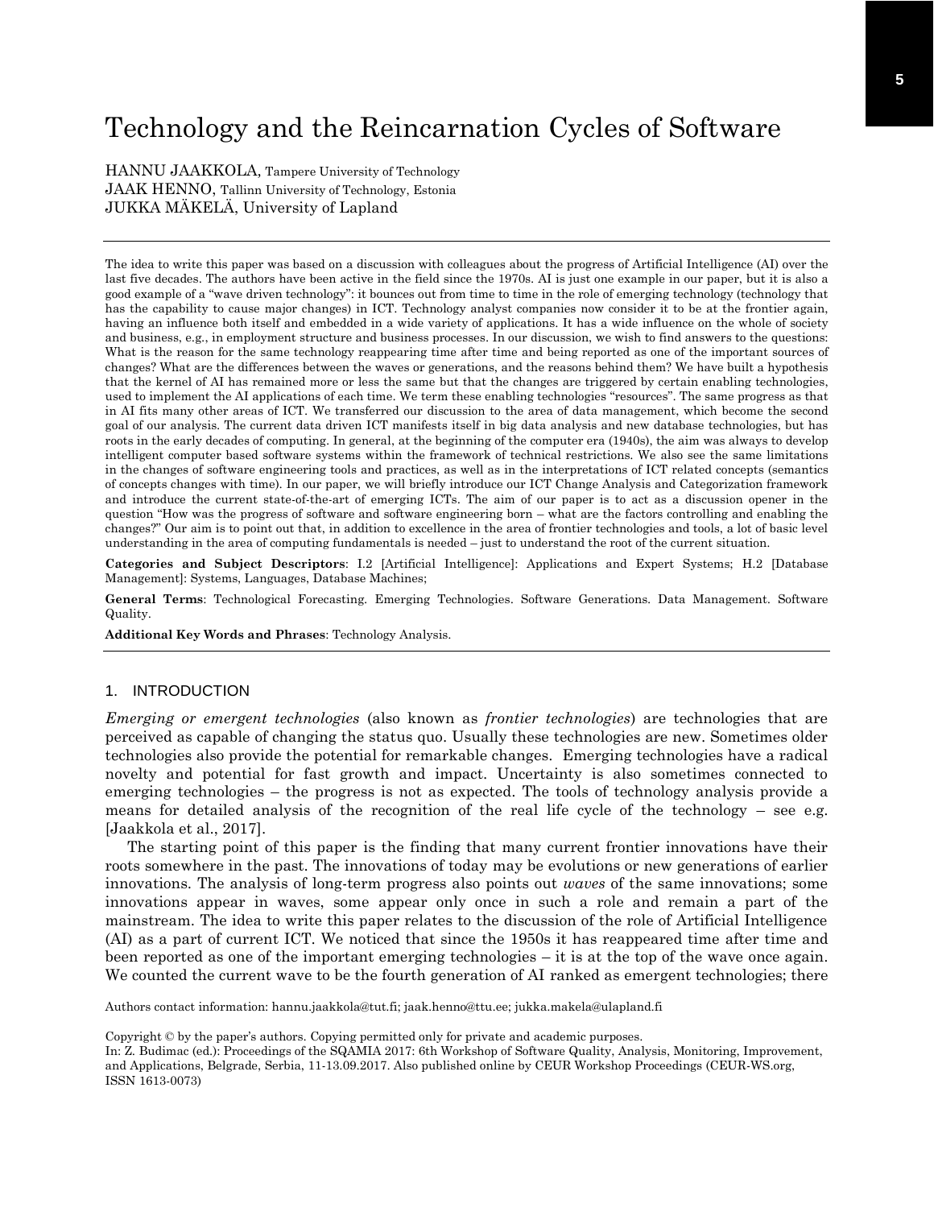# Technology and the Reincarnation Cycles of Software

HANNU JAAKKOLA, Tampere University of Technology
JAAK HENNO, Tallinn University of Technology, Estonia
JUKKA MÄKELÄ, University of Lapland

The idea to write this paper was based on a discussion with colleagues about the progress of Artificial Intelligence (AI) over the last five decades. The authors have been active in the field since the 1970s. AI is just one example in our paper, but it is also a good example of a "wave driven technology": it bounces out from time to time in the role of emerging technology (technology that has the capability to cause major changes) in ICT. Technology analyst companies now consider it to be at the frontier again, having an influence both itself and embedded in a wide variety of applications. It has a wide influence on the whole of society and business, e.g., in employment structure and business processes. In our discussion, we wish to find answers to the questions: What is the reason for the same technology reappearing time after time and being reported as one of the important sources of changes? What are the differences between the waves or generations, and the reasons behind them? We have built a hypothesis that the kernel of AI has remained more or less the same but that the changes are triggered by certain enabling technologies, used to implement the AI applications of each time. We term these enabling technologies "resources". The same progress as that in AI fits many other areas of ICT. We transferred our discussion to the area of data management, which become the second goal of our analysis. The current data driven ICT manifests itself in big data analysis and new database technologies, but has roots in the early decades of computing. In general, at the beginning of the computer era (1940s), the aim was always to develop intelligent computer based software systems within the framework of technical restrictions. We also see the same limitations in the changes of software engineering tools and practices, as well as in the interpretations of ICT related concepts (semantics of concepts changes with time). In our paper, we will briefly introduce our ICT Change Analysis and Categorization framework and introduce the current state-of-the-art of emerging ICTs. The aim of our paper is to act as a discussion opener in the question "How was the progress of software and software engineering born – what are the factors controlling and enabling the changes?" Our aim is to point out that, in addition to excellence in the area of frontier technologies and tools, a lot of basic level understanding in the area of computing fundamentals is needed – just to understand the root of the current situation.

**Categories and Subject Descriptors**: I.2 [Artificial Intelligence]: Applications and Expert Systems; H.2 [Database Management]: Systems, Languages, Database Machines;

**General Terms**: Technological Forecasting. Emerging Technologies. Software Generations. Data Management. Software Quality.

**Additional Key Words and Phrases**: Technology Analysis.

## 1. INTRODUCTION

*Emerging or emergent technologies* (also known as *frontier technologies*) are technologies that are perceived as capable of changing the status quo. Usually these technologies are new. Sometimes older technologies also provide the potential for remarkable changes. Emerging technologies have a radical novelty and potential for fast growth and impact. Uncertainty is also sometimes connected to emerging technologies – the progress is not as expected. The tools of technology analysis provide a means for detailed analysis of the recognition of the real life cycle of the technology – see e.g. [Jaakkola et al., 2017].

The starting point of this paper is the finding that many current frontier innovations have their roots somewhere in the past. The innovations of today may be evolutions or new generations of earlier innovations. The analysis of long-term progress also points out *waves* of the same innovations; some innovations appear in waves, some appear only once in such a role and remain a part of the mainstream. The idea to write this paper relates to the discussion of the role of Artificial Intelligence (AI) as a part of current ICT. We noticed that since the 1950s it has reappeared time after time and been reported as one of the important emerging technologies – it is at the top of the wave once again. We counted the current wave to be the fourth generation of AI ranked as emergent technologies; there

Authors contact information: hannu.jaakkola@tut.fi; jaak.henno@ttu.ee; jukka.makela@ulapland.fi

Copyright © by the paper's authors. Copying permitted only for private and academic purposes.
In: Z. Budimac (ed.): Proceedings of the SQAMIA 2017: 6th Workshop of Software Quality, Analysis, Monitoring, Improvement, and Applications, Belgrade, Serbia, 11-13.09.2017. Also published online by CEUR Workshop Proceedings (CEUR-WS.org, ISSN 1613-0073)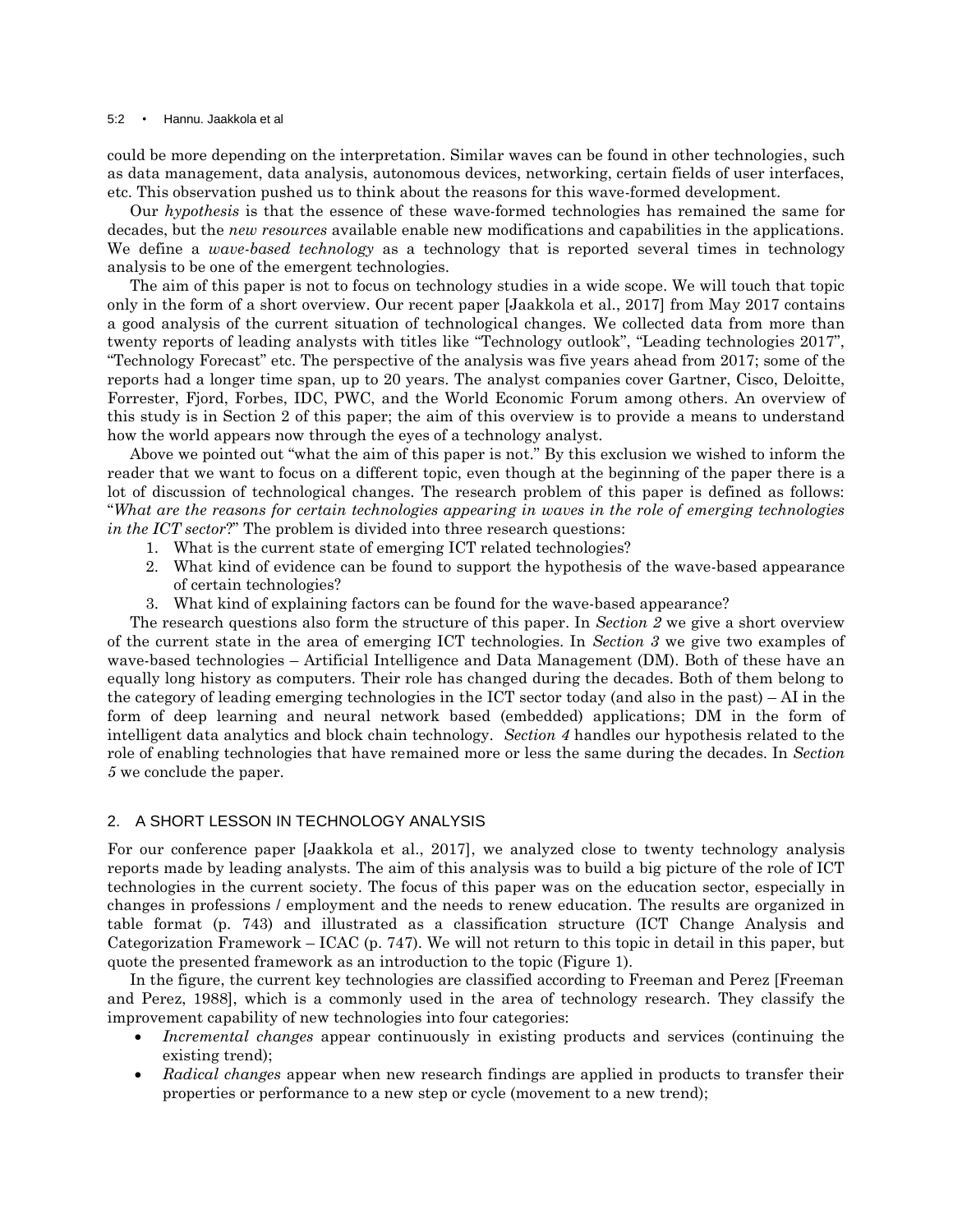could be more depending on the interpretation. Similar waves can be found in other technologies, such as data management, data analysis, autonomous devices, networking, certain fields of user interfaces, etc. This observation pushed us to think about the reasons for this wave-formed development.

Our *hypothesis* is that the essence of these wave-formed technologies has remained the same for decades, but the *new resources* available enable new modifications and capabilities in the applications. We define a *wave-based technology* as a technology that is reported several times in technology analysis to be one of the emergent technologies.

The aim of this paper is not to focus on technology studies in a wide scope. We will touch that topic only in the form of a short overview. Our recent paper [Jaakkola et al., 2017] from May 2017 contains a good analysis of the current situation of technological changes. We collected data from more than twenty reports of leading analysts with titles like "Technology outlook", "Leading technologies 2017", "Technology Forecast" etc. The perspective of the analysis was five years ahead from 2017; some of the reports had a longer time span, up to 20 years. The analyst companies cover Gartner, Cisco, Deloitte, Forrester, Fjord, Forbes, IDC, PWC, and the World Economic Forum among others. An overview of this study is in Section 2 of this paper; the aim of this overview is to provide a means to understand how the world appears now through the eyes of a technology analyst.

Above we pointed out "what the aim of this paper is not." By this exclusion we wished to inform the reader that we want to focus on a different topic, even though at the beginning of the paper there is a lot of discussion of technological changes. The research problem of this paper is defined as follows: "*What are the reasons for certain technologies appearing in waves in the role of emerging technologies in the ICT sector?*" The problem is divided into three research questions:

1. What is the current state of emerging ICT related technologies?
2. What kind of evidence can be found to support the hypothesis of the wave-based appearance of certain technologies?
3. What kind of explaining factors can be found for the wave-based appearance?

The research questions also form the structure of this paper. In *Section 2* we give a short overview of the current state in the area of emerging ICT technologies. In *Section 3* we give two examples of wave-based technologies – Artificial Intelligence and Data Management (DM). Both of these have an equally long history as computers. Their role has changed during the decades. Both of them belong to the category of leading emerging technologies in the ICT sector today (and also in the past) – AI in the form of deep learning and neural network based (embedded) applications; DM in the form of intelligent data analytics and block chain technology. *Section 4* handles our hypothesis related to the role of enabling technologies that have remained more or less the same during the decades. In *Section 5* we conclude the paper.

## 2. A SHORT LESSON IN TECHNOLOGY ANALYSIS

For our conference paper [Jaakkola et al., 2017], we analyzed close to twenty technology analysis reports made by leading analysts. The aim of this analysis was to build a big picture of the role of ICT technologies in the current society. The focus of this paper was on the education sector, especially in changes in professions / employment and the needs to renew education. The results are organized in table format (p. 743) and illustrated as a classification structure (ICT Change Analysis and Categorization Framework – ICAC (p. 747). We will not return to this topic in detail in this paper, but quote the presented framework as an introduction to the topic (Figure 1).

In the figure, the current key technologies are classified according to Freeman and Perez [Freeman and Perez, 1988], which is a commonly used in the area of technology research. They classify the improvement capability of new technologies into four categories:

- *Incremental changes* appear continuously in existing products and services (continuing the existing trend);
- *Radical changes* appear when new research findings are applied in products to transfer their properties or performance to a new step or cycle (movement to a new trend);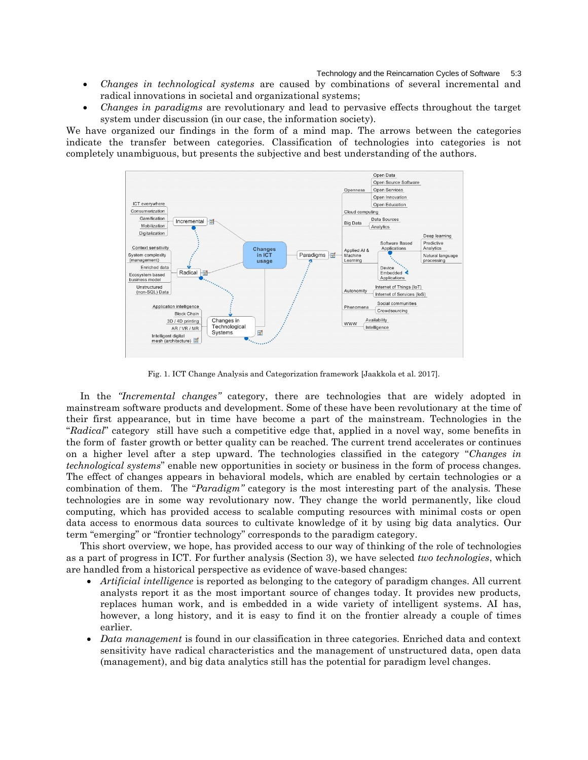- *Changes in technological systems* are caused by combinations of several incremental and radical innovations in societal and organizational systems;
- *Changes in paradigms* are revolutionary and lead to pervasive effects throughout the target system under discussion (in our case, the information society).

We have organized our findings in the form of a mind map. The arrows between the categories indicate the transfer between categories. Classification of technologies into categories is not completely unambiguous, but presents the subjective and best understanding of the authors.

Fig. 1. ICT Change Analysis and Categorization framework [Jaakkola et al. 2017].

In the *"Incremental changes"* category, there are technologies that are widely adopted in mainstream software products and development. Some of these have been revolutionary at the time of their first appearance, but in time have become a part of the mainstream. Technologies in the "*Radical*" category still have such a competitive edge that, applied in a novel way, some benefits in the form of faster growth or better quality can be reached. The current trend accelerates or continues on a higher level after a step upward. The technologies classified in the category "*Changes in technological systems*" enable new opportunities in society or business in the form of process changes. The effect of changes appears in behavioral models, which are enabled by certain technologies or a combination of them. The "*Paradigm"* category is the most interesting part of the analysis. These technologies are in some way revolutionary now. They change the world permanently, like cloud computing, which has provided access to scalable computing resources with minimal costs or open data access to enormous data sources to cultivate knowledge of it by using big data analytics. Our term "emerging" or "frontier technology" corresponds to the paradigm category.

This short overview, we hope, has provided access to our way of thinking of the role of technologies as a part of progress in ICT. For further analysis (Section 3), we have selected *two technologies*, which are handled from a historical perspective as evidence of wave-based changes:

- *Artificial intelligence* is reported as belonging to the category of paradigm changes. All current analysts report it as the most important source of changes today. It provides new products, replaces human work, and is embedded in a wide variety of intelligent systems. AI has, however, a long history, and it is easy to find it on the frontier already a couple of times earlier.
- *Data management* is found in our classification in three categories. Enriched data and context sensitivity have radical characteristics and the management of unstructured data, open data (management), and big data analytics still has the potential for paradigm level changes.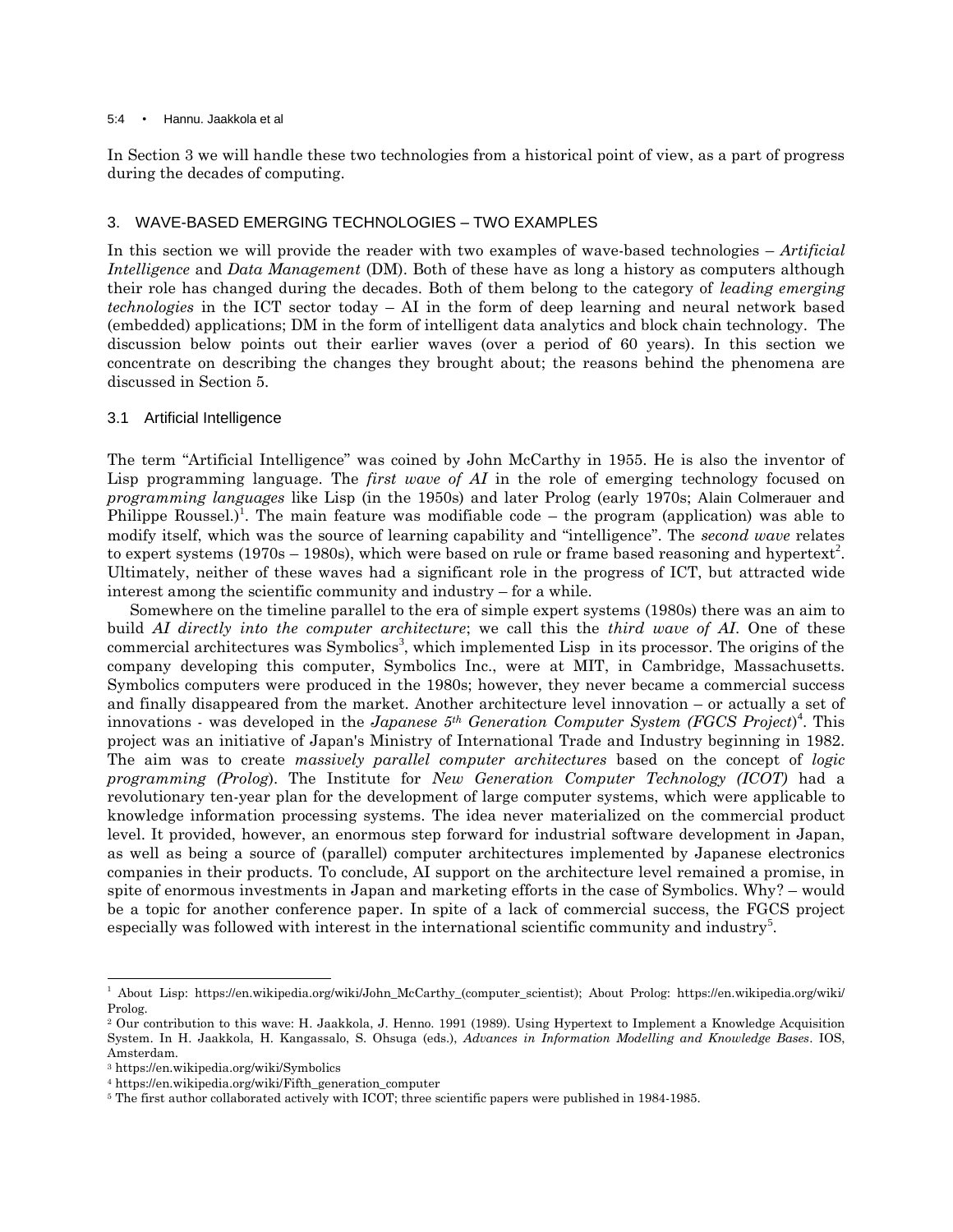In Section 3 we will handle these two technologies from a historical point of view, as a part of progress during the decades of computing.

## 3. WAVE-BASED EMERGING TECHNOLOGIES – TWO EXAMPLES

In this section we will provide the reader with two examples of wave-based technologies – *Artificial Intelligence* and *Data Management* (DM). Both of these have as long a history as computers although their role has changed during the decades. Both of them belong to the category of *leading emerging technologies* in the ICT sector today – AI in the form of deep learning and neural network based (embedded) applications; DM in the form of intelligent data analytics and block chain technology. The discussion below points out their earlier waves (over a period of 60 years). In this section we concentrate on describing the changes they brought about; the reasons behind the phenomena are discussed in Section 5.

### 3.1 Artificial Intelligence

The term "Artificial Intelligence" was coined by John McCarthy in 1955. He is also the inventor of Lisp programming language. The *first wave of AI* in the role of emerging technology focused on *programming languages* like Lisp (in the 1950s) and later Prolog (early 1970s; Alain Colmerauer and Philippe Roussel.)[1]. The main feature was modifiable code – the program (application) was able to modify itself, which was the source of learning capability and "intelligence". The *second wave* relates to expert systems (1970s – 1980s), which were based on rule or frame based reasoning and hypertext[2]. Ultimately, neither of these waves had a significant role in the progress of ICT, but attracted wide interest among the scientific community and industry – for a while.

Somewhere on the timeline parallel to the era of simple expert systems (1980s) there was an aim to build *AI directly into the computer architecture*; we call this the *third wave of AI*. One of these commercial architectures was Symbolics[3], which implemented Lisp in its processor. The origins of the company developing this computer, Symbolics Inc., were at MIT, in Cambridge, Massachusetts. Symbolics computers were produced in the 1980s; however, they never became a commercial success and finally disappeared from the market. Another architecture level innovation – or actually a set of innovations - was developed in the *Japanese 5th Generation Computer System (FGCS Project)*[4]. This project was an initiative of Japan's Ministry of International Trade and Industry beginning in 1982. The aim was to create *massively parallel computer architectures* based on the concept of *logic programming (Prolog)*. The Institute for *New Generation Computer Technology (ICOT)* had a revolutionary ten-year plan for the development of large computer systems, which were applicable to knowledge information processing systems. The idea never materialized on the commercial product level. It provided, however, an enormous step forward for industrial software development in Japan, as well as being a source of (parallel) computer architectures implemented by Japanese electronics companies in their products. To conclude, AI support on the architecture level remained a promise, in spite of enormous investments in Japan and marketing efforts in the case of Symbolics. Why? – would be a topic for another conference paper. In spite of a lack of commercial success, the FGCS project especially was followed with interest in the international scientific community and industry[5].

---

[1] About Lisp: https://en.wikipedia.org/wiki/John_McCarthy_(computer_scientist); About Prolog: https://en.wikipedia.org/wiki/Prolog.

[2] Our contribution to this wave: H. Jaakkola, J. Henno. 1991 (1989). Using Hypertext to Implement a Knowledge Acquisition System. In H. Jaakkola, H. Kangassalo, S. Ohsuga (eds.), *Advances in Information Modelling and Knowledge Bases*. IOS, Amsterdam.

[3] https://en.wikipedia.org/wiki/Symbolics

[4] https://en.wikipedia.org/wiki/Fifth_generation_computer

[5] The first author collaborated actively with ICOT; three scientific papers were published in 1984-1985.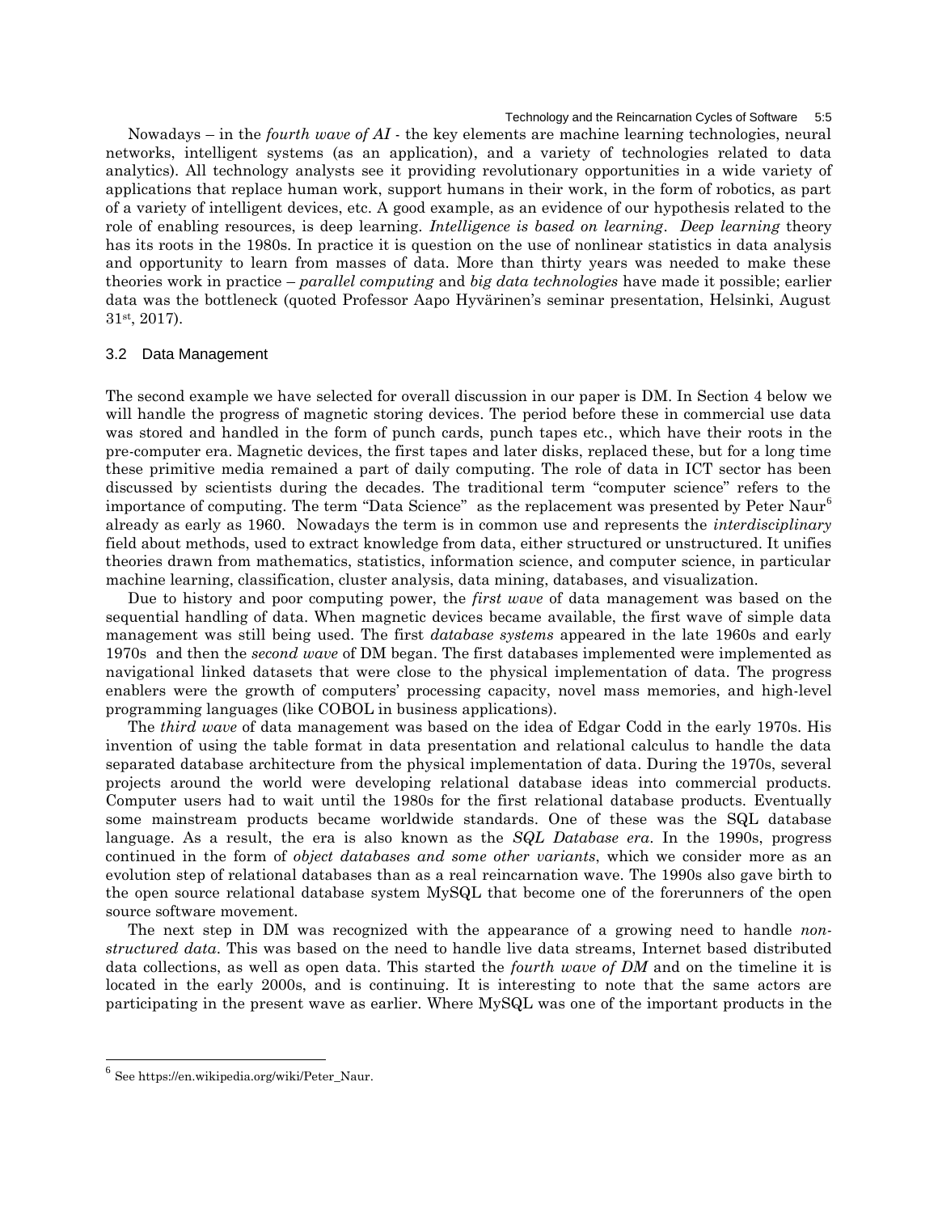Nowadays – in the *fourth wave of AI* - the key elements are machine learning technologies, neural networks, intelligent systems (as an application), and a variety of technologies related to data analytics). All technology analysts see it providing revolutionary opportunities in a wide variety of applications that replace human work, support humans in their work, in the form of robotics, as part of a variety of intelligent devices, etc. A good example, as an evidence of our hypothesis related to the role of enabling resources, is deep learning. *Intelligence is based on learning*. *Deep learning* theory has its roots in the 1980s. In practice it is question on the use of nonlinear statistics in data analysis and opportunity to learn from masses of data. More than thirty years was needed to make these theories work in practice – *parallel computing* and *big data technologies* have made it possible; earlier data was the bottleneck (quoted Professor Aapo Hyvärinen's seminar presentation, Helsinki, August 31st, 2017).

### 3.2 Data Management

The second example we have selected for overall discussion in our paper is DM. In Section 4 below we will handle the progress of magnetic storing devices. The period before these in commercial use data was stored and handled in the form of punch cards, punch tapes etc., which have their roots in the pre-computer era. Magnetic devices, the first tapes and later disks, replaced these, but for a long time these primitive media remained a part of daily computing. The role of data in ICT sector has been discussed by scientists during the decades. The traditional term "computer science" refers to the importance of computing. The term "Data Science" as the replacement was presented by Peter Naur[6] already as early as 1960. Nowadays the term is in common use and represents the *interdisciplinary* field about methods, used to extract knowledge from data, either structured or unstructured. It unifies theories drawn from mathematics, statistics, information science, and computer science, in particular machine learning, classification, cluster analysis, data mining, databases, and visualization.

Due to history and poor computing power, the *first wave* of data management was based on the sequential handling of data. When magnetic devices became available, the first wave of simple data management was still being used. The first *database systems* appeared in the late 1960s and early 1970s and then the *second wave* of DM began. The first databases implemented were implemented as navigational linked datasets that were close to the physical implementation of data. The progress enablers were the growth of computers' processing capacity, novel mass memories, and high-level programming languages (like COBOL in business applications).

The *third wave* of data management was based on the idea of Edgar Codd in the early 1970s. His invention of using the table format in data presentation and relational calculus to handle the data separated database architecture from the physical implementation of data. During the 1970s, several projects around the world were developing relational database ideas into commercial products. Computer users had to wait until the 1980s for the first relational database products. Eventually some mainstream products became worldwide standards. One of these was the SQL database language. As a result, the era is also known as the *SQL Database era*. In the 1990s, progress continued in the form of *object databases and some other variants*, which we consider more as an evolution step of relational databases than as a real reincarnation wave. The 1990s also gave birth to the open source relational database system MySQL that become one of the forerunners of the open source software movement.

The next step in DM was recognized with the appearance of a growing need to handle *non-structured data*. This was based on the need to handle live data streams, Internet based distributed data collections, as well as open data. This started the *fourth wave of DM* and on the timeline it is located in the early 2000s, and is continuing. It is interesting to note that the same actors are participating in the present wave as earlier. Where MySQL was one of the important products in the

[6] See https://en.wikipedia.org/wiki/Peter_Naur.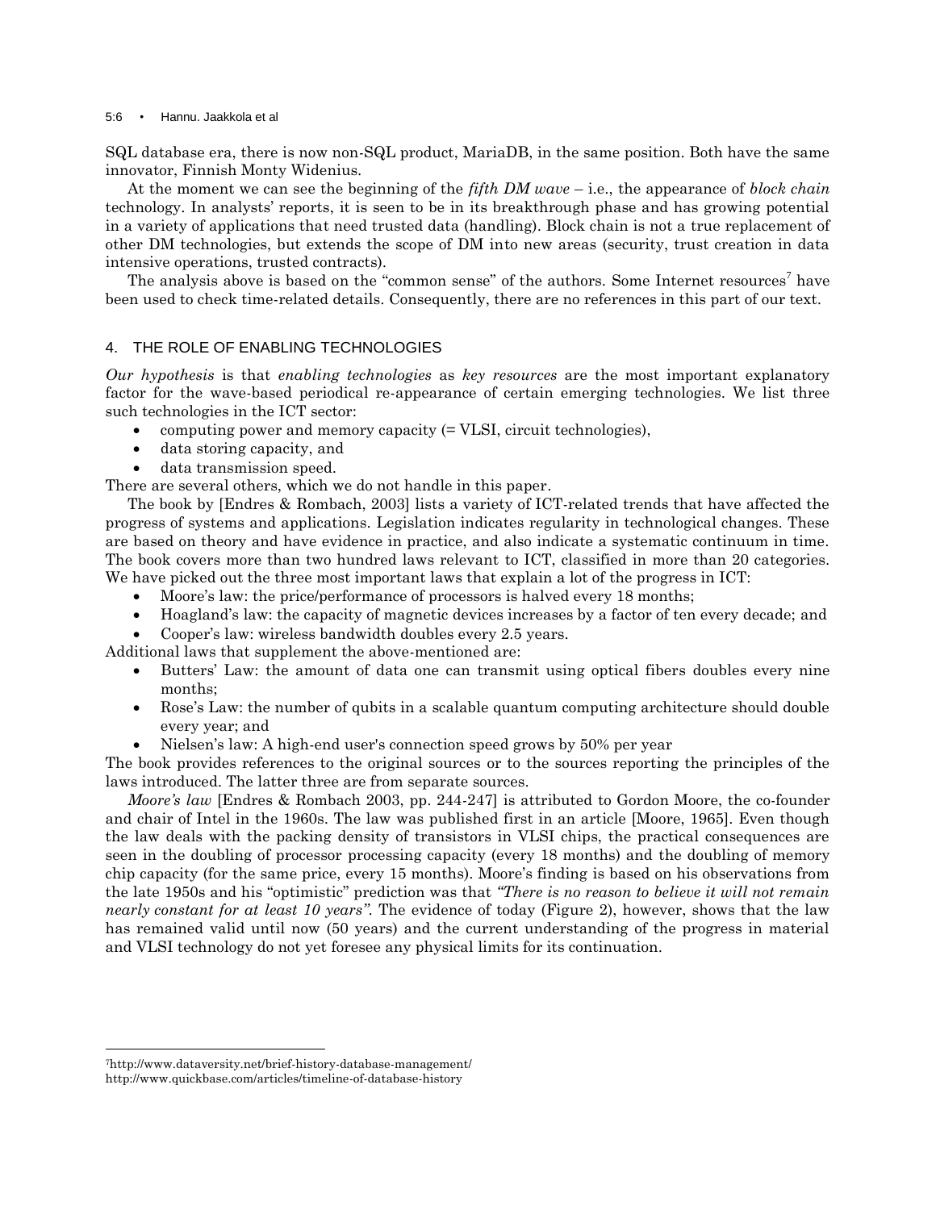SQL database era, there is now non-SQL product, MariaDB, in the same position. Both have the same innovator, Finnish Monty Widenius.

At the moment we can see the beginning of the *fifth DM wave* – i.e., the appearance of *block chain* technology. In analysts' reports, it is seen to be in its breakthrough phase and has growing potential in a variety of applications that need trusted data (handling). Block chain is not a true replacement of other DM technologies, but extends the scope of DM into new areas (security, trust creation in data intensive operations, trusted contracts).

The analysis above is based on the "common sense" of the authors. Some Internet resources[7] have been used to check time-related details. Consequently, there are no references in this part of our text.

## 4. THE ROLE OF ENABLING TECHNOLOGIES

*Our hypothesis* is that *enabling technologies* as *key resources* are the most important explanatory factor for the wave-based periodical re-appearance of certain emerging technologies. We list three such technologies in the ICT sector:

- computing power and memory capacity (= VLSI, circuit technologies),
- data storing capacity, and
- data transmission speed.

There are several others, which we do not handle in this paper.

The book by [Endres & Rombach, 2003] lists a variety of ICT-related trends that have affected the progress of systems and applications. Legislation indicates regularity in technological changes. These are based on theory and have evidence in practice, and also indicate a systematic continuum in time. The book covers more than two hundred laws relevant to ICT, classified in more than 20 categories. We have picked out the three most important laws that explain a lot of the progress in ICT:

- Moore's law: the price/performance of processors is halved every 18 months;
- Hoagland's law: the capacity of magnetic devices increases by a factor of ten every decade; and
- Cooper's law: wireless bandwidth doubles every 2.5 years.

Additional laws that supplement the above-mentioned are:

- Butters' Law: the amount of data one can transmit using optical fibers doubles every nine months;
- Rose's Law: the number of qubits in a scalable quantum computing architecture should double every year; and
- Nielsen's law: A high-end user's connection speed grows by 50% per year

The book provides references to the original sources or to the sources reporting the principles of the laws introduced. The latter three are from separate sources.

*Moore's law* [Endres & Rombach 2003, pp. 244-247] is attributed to Gordon Moore, the co-founder and chair of Intel in the 1960s. The law was published first in an article [Moore, 1965]. Even though the law deals with the packing density of transistors in VLSI chips, the practical consequences are seen in the doubling of processor processing capacity (every 18 months) and the doubling of memory chip capacity (for the same price, every 15 months). Moore's finding is based on his observations from the late 1950s and his "optimistic" prediction was that *"There is no reason to believe it will not remain nearly constant for at least 10 years"*. The evidence of today (Figure 2), however, shows that the law has remained valid until now (50 years) and the current understanding of the progress in material and VLSI technology do not yet foresee any physical limits for its continuation.

---

[7] http://www.dataversity.net/brief-history-database-management/
http://www.quickbase.com/articles/timeline-of-database-history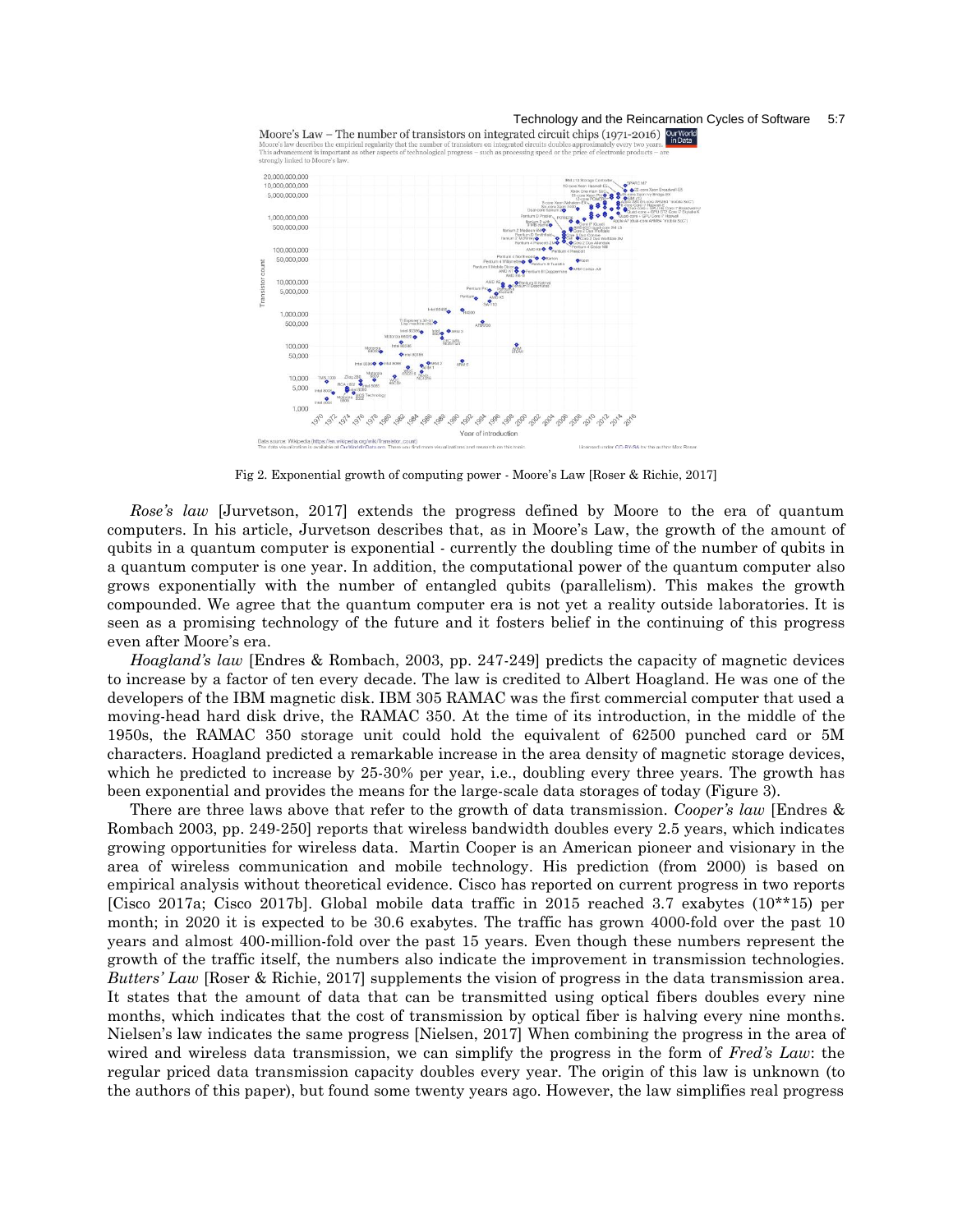Fig 2. Exponential growth of computing power - Moore's Law [Roser & Richie, 2017]

*Rose's law* [Jurvetson, 2017] extends the progress defined by Moore to the era of quantum computers. In his article, Jurvetson describes that, as in Moore's Law, the growth of the amount of qubits in a quantum computer is exponential - currently the doubling time of the number of qubits in a quantum computer is one year. In addition, the computational power of the quantum computer also grows exponentially with the number of entangled qubits (parallelism). This makes the growth compounded. We agree that the quantum computer era is not yet a reality outside laboratories. It is seen as a promising technology of the future and it fosters belief in the continuing of this progress even after Moore's era.

*Hoagland's law* [Endres & Rombach, 2003, pp. 247-249] predicts the capacity of magnetic devices to increase by a factor of ten every decade. The law is credited to Albert Hoagland. He was one of the developers of the IBM magnetic disk. IBM 305 RAMAC was the first commercial computer that used a moving-head hard disk drive, the RAMAC 350. At the time of its introduction, in the middle of the 1950s, the RAMAC 350 storage unit could hold the equivalent of 62500 punched card or 5M characters. Hoagland predicted a remarkable increase in the area density of magnetic storage devices, which he predicted to increase by 25-30% per year, i.e., doubling every three years. The growth has been exponential and provides the means for the large-scale data storages of today (Figure 3).

There are three laws above that refer to the growth of data transmission. *Cooper's law* [Endres & Rombach 2003, pp. 249-250] reports that wireless bandwidth doubles every 2.5 years, which indicates growing opportunities for wireless data. Martin Cooper is an American pioneer and visionary in the area of wireless communication and mobile technology. His prediction (from 2000) is based on empirical analysis without theoretical evidence. Cisco has reported on current progress in two reports [Cisco 2017a; Cisco 2017b]. Global mobile data traffic in 2015 reached 3.7 exabytes (10**15) per month; in 2020 it is expected to be 30.6 exabytes. The traffic has grown 4000-fold over the past 10 years and almost 400-million-fold over the past 15 years. Even though these numbers represent the growth of the traffic itself, the numbers also indicate the improvement in transmission technologies. *Butters' Law* [Roser & Richie, 2017] supplements the vision of progress in the data transmission area. It states that the amount of data that can be transmitted using optical fibers doubles every nine months, which indicates that the cost of transmission by optical fiber is halving every nine months. Nielsen's law indicates the same progress [Nielsen, 2017] When combining the progress in the area of wired and wireless data transmission, we can simplify the progress in the form of *Fred's Law*: the regular priced data transmission capacity doubles every year. The origin of this law is unknown (to the authors of this paper), but found some twenty years ago. However, the law simplifies real progress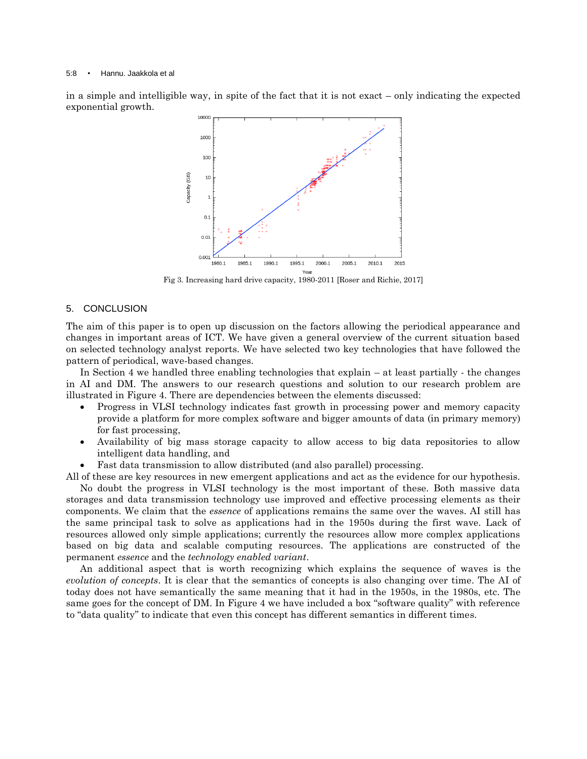in a simple and intelligible way, in spite of the fact that it is not exact – only indicating the expected exponential growth.

Fig 3. Increasing hard drive capacity, 1980-2011 [Roser and Richie, 2017]

## 5. CONCLUSION

The aim of this paper is to open up discussion on the factors allowing the periodical appearance and changes in important areas of ICT. We have given a general overview of the current situation based on selected technology analyst reports. We have selected two key technologies that have followed the pattern of periodical, wave-based changes.

In Section 4 we handled three enabling technologies that explain – at least partially - the changes in AI and DM. The answers to our research questions and solution to our research problem are illustrated in Figure 4. There are dependencies between the elements discussed:

- Progress in VLSI technology indicates fast growth in processing power and memory capacity provide a platform for more complex software and bigger amounts of data (in primary memory) for fast processing,
- Availability of big mass storage capacity to allow access to big data repositories to allow intelligent data handling, and
- Fast data transmission to allow distributed (and also parallel) processing.

All of these are key resources in new emergent applications and act as the evidence for our hypothesis.

No doubt the progress in VLSI technology is the most important of these. Both massive data storages and data transmission technology use improved and effective processing elements as their components. We claim that the *essence* of applications remains the same over the waves. AI still has the same principal task to solve as applications had in the 1950s during the first wave. Lack of resources allowed only simple applications; currently the resources allow more complex applications based on big data and scalable computing resources. The applications are constructed of the permanent *essence* and the *technology enabled variant*.

An additional aspect that is worth recognizing which explains the sequence of waves is the *evolution of concepts*. It is clear that the semantics of concepts is also changing over time. The AI of today does not have semantically the same meaning that it had in the 1950s, in the 1980s, etc. The same goes for the concept of DM. In Figure 4 we have included a box "software quality" with reference to "data quality" to indicate that even this concept has different semantics in different times.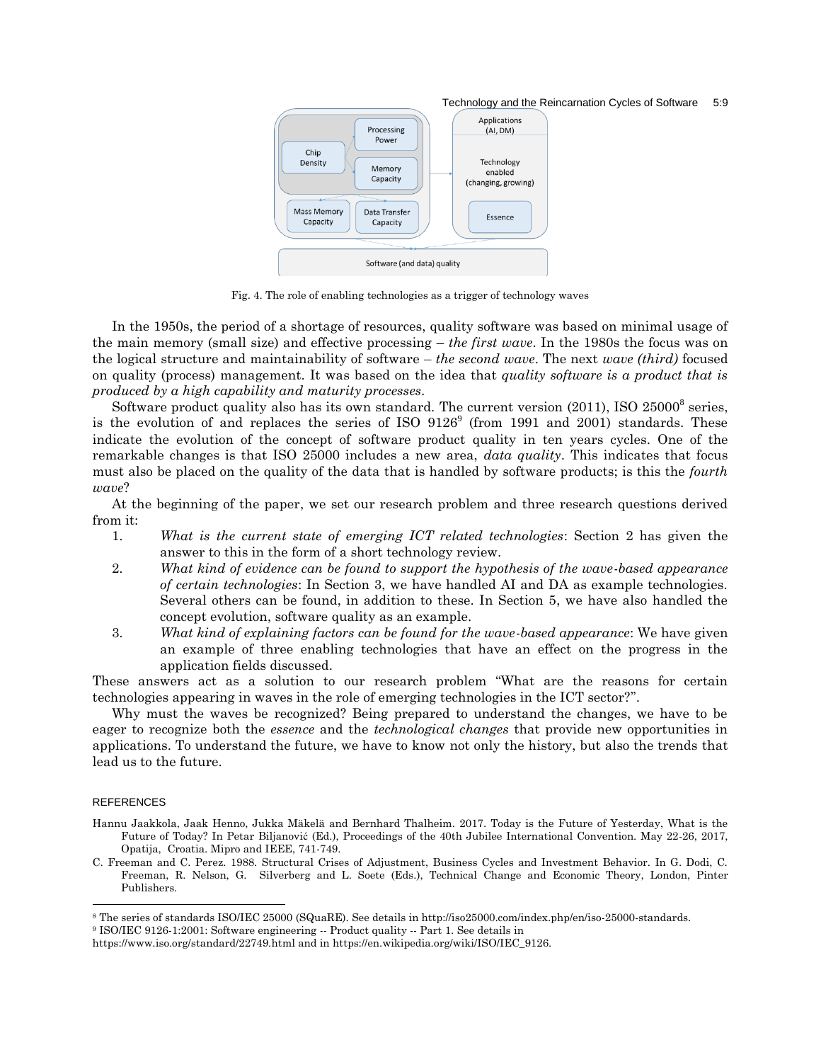Fig. 4. The role of enabling technologies as a trigger of technology waves

In the 1950s, the period of a shortage of resources, quality software was based on minimal usage of the main memory (small size) and effective processing – *the first wave*. In the 1980s the focus was on the logical structure and maintainability of software – *the second wave*. The next *wave (third)* focused on quality (process) management. It was based on the idea that *quality software is a product that is produced by a high capability and maturity processes*.

Software product quality also has its own standard. The current version (2011), ISO 25000[8] series, is the evolution of and replaces the series of ISO 9126[9] (from 1991 and 2001) standards. These indicate the evolution of the concept of software product quality in ten years cycles. One of the remarkable changes is that ISO 25000 includes a new area, *data quality*. This indicates that focus must also be placed on the quality of the data that is handled by software products; is this the *fourth wave*?

At the beginning of the paper, we set our research problem and three research questions derived from it:

1. *What is the current state of emerging ICT related technologies*: Section 2 has given the answer to this in the form of a short technology review.
2. *What kind of evidence can be found to support the hypothesis of the wave-based appearance of certain technologies*: In Section 3, we have handled AI and DA as example technologies. Several others can be found, in addition to these. In Section 5, we have also handled the concept evolution, software quality as an example.
3. *What kind of explaining factors can be found for the wave-based appearance*: We have given an example of three enabling technologies that have an effect on the progress in the application fields discussed.

These answers act as a solution to our research problem "What are the reasons for certain technologies appearing in waves in the role of emerging technologies in the ICT sector?".

Why must the waves be recognized? Being prepared to understand the changes, we have to be eager to recognize both the *essence* and the *technological changes* that provide new opportunities in applications. To understand the future, we have to know not only the history, but also the trends that lead us to the future.

## REFERENCES

Hannu Jaakkola, Jaak Henno, Jukka Mäkelä and Bernhard Thalheim. 2017. Today is the Future of Yesterday, What is the Future of Today? In Petar Biljanović (Ed.), Proceedings of the 40th Jubilee International Convention. May 22-26, 2017, Opatija, Croatia. Mipro and IEEE, 741-749.

C. Freeman and C. Perez. 1988. Structural Crises of Adjustment, Business Cycles and Investment Behavior. In G. Dodi, C. Freeman, R. Nelson, G. Silverberg and L. Soete (Eds.), Technical Change and Economic Theory, London, Pinter Publishers.

[8] The series of standards ISO/IEC 25000 (SQuaRE). See details in http://iso25000.com/index.php/en/iso-25000-standards.

[9] ISO/IEC 9126-1:2001: Software engineering -- Product quality -- Part 1. See details in https://www.iso.org/standard/22749.html and in https://en.wikipedia.org/wiki/ISO/IEC_9126.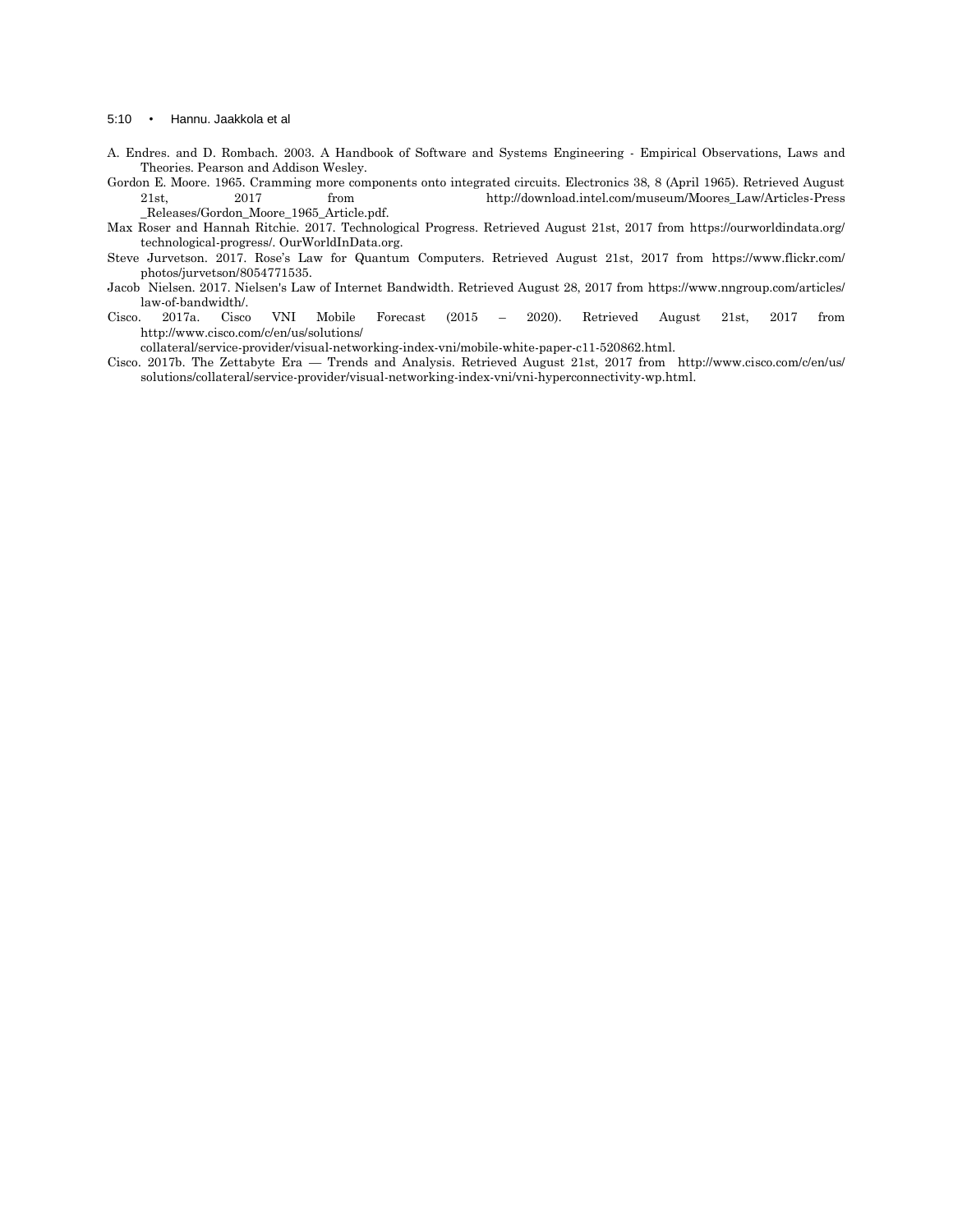A. Endres. and D. Rombach. 2003. A Handbook of Software and Systems Engineering - Empirical Observations, Laws and Theories. Pearson and Addison Wesley.

Gordon E. Moore. 1965. Cramming more components onto integrated circuits. Electronics 38, 8 (April 1965). Retrieved August 21st, 2017 from http://download.intel.com/museum/Moores_Law/Articles-Press_Releases/Gordon_Moore_1965_Article.pdf.

Max Roser and Hannah Ritchie. 2017. Technological Progress. Retrieved August 21st, 2017 from https://ourworldindata.org/technological-progress/. OurWorldInData.org.

Steve Jurvetson. 2017. Rose's Law for Quantum Computers. Retrieved August 21st, 2017 from https://www.flickr.com/photos/jurvetson/8054771535.

Jacob Nielsen. 2017. Nielsen's Law of Internet Bandwidth. Retrieved August 28, 2017 from https://www.nngroup.com/articles/law-of-bandwidth/.

Cisco. 2017a. Cisco VNI Mobile Forecast (2015 – 2020). Retrieved August 21st, 2017 from http://www.cisco.com/c/en/us/solutions/collateral/service-provider/visual-networking-index-vni/mobile-white-paper-c11-520862.html.

Cisco. 2017b. The Zettabyte Era — Trends and Analysis. Retrieved August 21st, 2017 from http://www.cisco.com/c/en/us/solutions/collateral/service-provider/visual-networking-index-vni/vni-hyperconnectivity-wp.html.